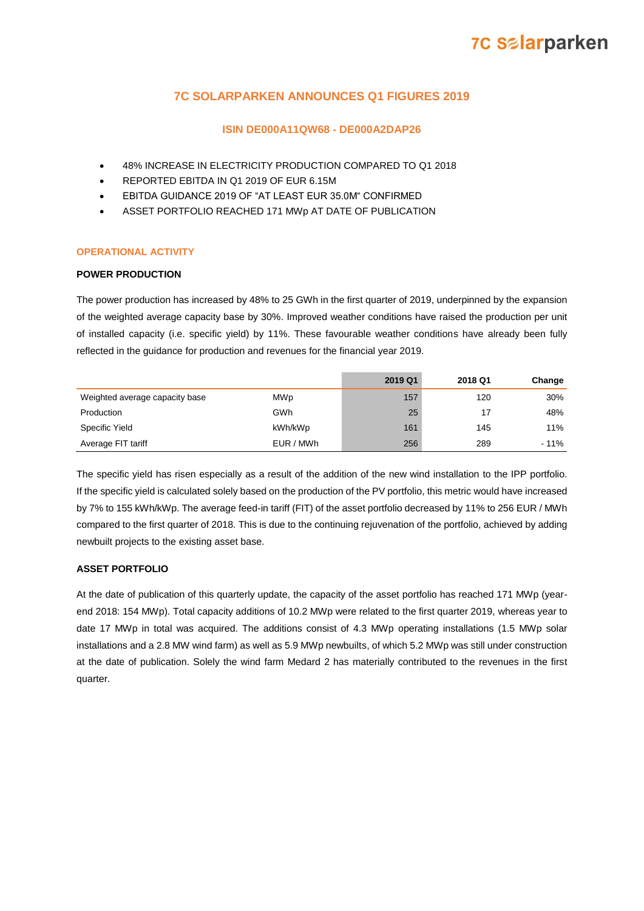# 7C SOLARPARKEN ANNOUNCES Q1 FIGURES 2019

### ISIN DE000A11QW68 - DE000A2DAP26

- 48% INCREASE IN ELECTRICITY PRODUCTION COMPARED TO Q1 2018
- REPORTED EBITDA IN Q1 2019 OF EUR 6.15M
- EBITDA GUIDANCE 2019 OF "AT LEAST EUR 35.0M" CONFIRMED
- ASSET PORTFOLIO REACHED 171 MWp AT DATE OF PUBLICATION

## OPERATIONAL ACTIVITY

### POWER PRODUCTION

The power production has increased by 48% to 25 GWh in the first quarter of 2019, underpinned by the expansion of the weighted average capacity base by 30%. Improved weather conditions have raised the production per unit of installed capacity (i.e. specific yield) by 11%. These favourable weather conditions have already been fully reflected in the guidance for production and revenues for the financial year 2019.

| | | 2019 Q1 | 2018 Q1 | Change |
|---|---|---|---|---|
| Weighted average capacity base | MWp | 157 | 120 | 30% |
| Production | GWh | 25 | 17 | 48% |
| Specific Yield | kWh/kWp | 161 | 145 | 11% |
| Average FIT tariff | EUR / MWh | 256 | 289 | - 11% |

The specific yield has risen especially as a result of the addition of the new wind installation to the IPP portfolio. If the specific yield is calculated solely based on the production of the PV portfolio, this metric would have increased by 7% to 155 kWh/kWp. The average feed-in tariff (FIT) of the asset portfolio decreased by 11% to 256 EUR / MWh compared to the first quarter of 2018. This is due to the continuing rejuvenation of the portfolio, achieved by adding newbuilt projects to the existing asset base.

### ASSET PORTFOLIO

At the date of publication of this quarterly update, the capacity of the asset portfolio has reached 171 MWp (year-end 2018: 154 MWp). Total capacity additions of 10.2 MWp were related to the first quarter 2019, whereas year to date 17 MWp in total was acquired. The additions consist of 4.3 MWp operating installations (1.5 MWp solar installations and a 2.8 MW wind farm) as well as 5.9 MWp newbuilts, of which 5.2 MWp was still under construction at the date of publication. Solely the wind farm Medard 2 has materially contributed to the revenues in the first quarter.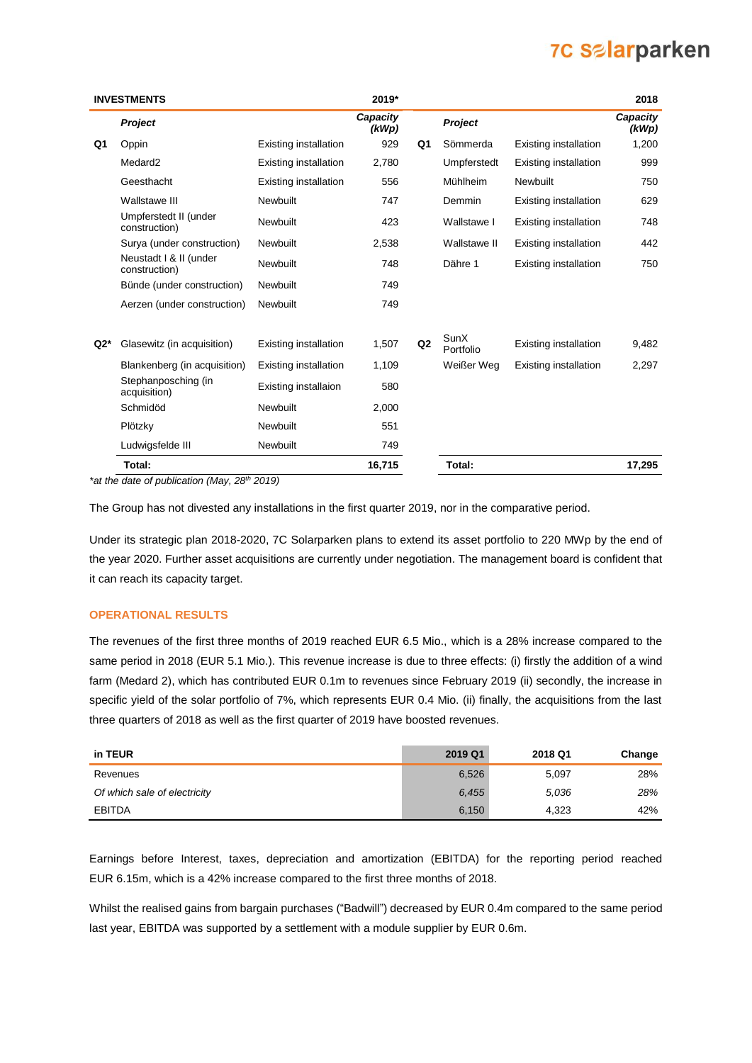| INVESTMENTS | | | 2019* | | | | 2018 |
|---|---|---|---|---|---|---|---|
| | *Project* | | *Capacity (kWp)* | | *Project* | | *Capacity (kWp)* |
| **Q1** | Oppin | Existing installation | 929 | **Q1** | Sömmerda | Existing installation | 1,200 |
| | Medard2 | Existing installation | 2,780 | | Umpferstedt | Existing installation | 999 |
| | Geesthacht | Existing installation | 556 | | Mühlheim | Newbuilt | 750 |
| | Wallstawe III | Newbuilt | 747 | | Demmin | Existing installation | 629 |
| | Umpferstedt II (under construction) | Newbuilt | 423 | | Wallstawe I | Existing installation | 748 |
| | Surya (under construction) | Newbuilt | 2,538 | | Wallstawe II | Existing installation | 442 |
| | Neustadt I & II (under construction) | Newbuilt | 748 | | Dähre 1 | Existing installation | 750 |
| | Bünde (under construction) | Newbuilt | 749 | | | | |
| | Aerzen (under construction) | Newbuilt | 749 | | | | |
| **Q2*** | Glasewitz (in acquisition) | Existing installation | 1,507 | **Q2** | SunX Portfolio | Existing installation | 9,482 |
| | Blankenberg (in acquisition) | Existing installation | 1,109 | | Weißer Weg | Existing installation | 2,297 |
| | Stephanposching (in acquisition) | Existing installaion | 580 | | | | |
| | Schmidöd | Newbuilt | 2,000 | | | | |
| | Plötzky | Newbuilt | 551 | | | | |
| | Ludwigsfelde III | Newbuilt | 749 | | | | |
| | **Total:** | | **16,715** | | **Total:** | | **17,295** |

*at the date of publication (May, 28th 2019)*

The Group has not divested any installations in the first quarter 2019, nor in the comparative period.

Under its strategic plan 2018-2020, 7C Solarparken plans to extend its asset portfolio to 220 MWp by the end of the year 2020. Further asset acquisitions are currently under negotiation. The management board is confident that it can reach its capacity target.

## OPERATIONAL RESULTS

The revenues of the first three months of 2019 reached EUR 6.5 Mio., which is a 28% increase compared to the same period in 2018 (EUR 5.1 Mio.). This revenue increase is due to three effects: (i) firstly the addition of a wind farm (Medard 2), which has contributed EUR 0.1m to revenues since February 2019 (ii) secondly, the increase in specific yield of the solar portfolio of 7%, which represents EUR 0.4 Mio. (ii) finally, the acquisitions from the last three quarters of 2018 as well as the first quarter of 2019 have boosted revenues.

| in TEUR | 2019 Q1 | 2018 Q1 | Change |
|---|---|---|---|
| Revenues | 6,526 | 5,097 | 28% |
| *Of which sale of electricity* | *6,455* | *5,036* | *28%* |
| EBITDA | 6,150 | 4,323 | 42% |

Earnings before Interest, taxes, depreciation and amortization (EBITDA) for the reporting period reached EUR 6.15m, which is a 42% increase compared to the first three months of 2018.

Whilst the realised gains from bargain purchases ("Badwill") decreased by EUR 0.4m compared to the same period last year, EBITDA was supported by a settlement with a module supplier by EUR 0.6m.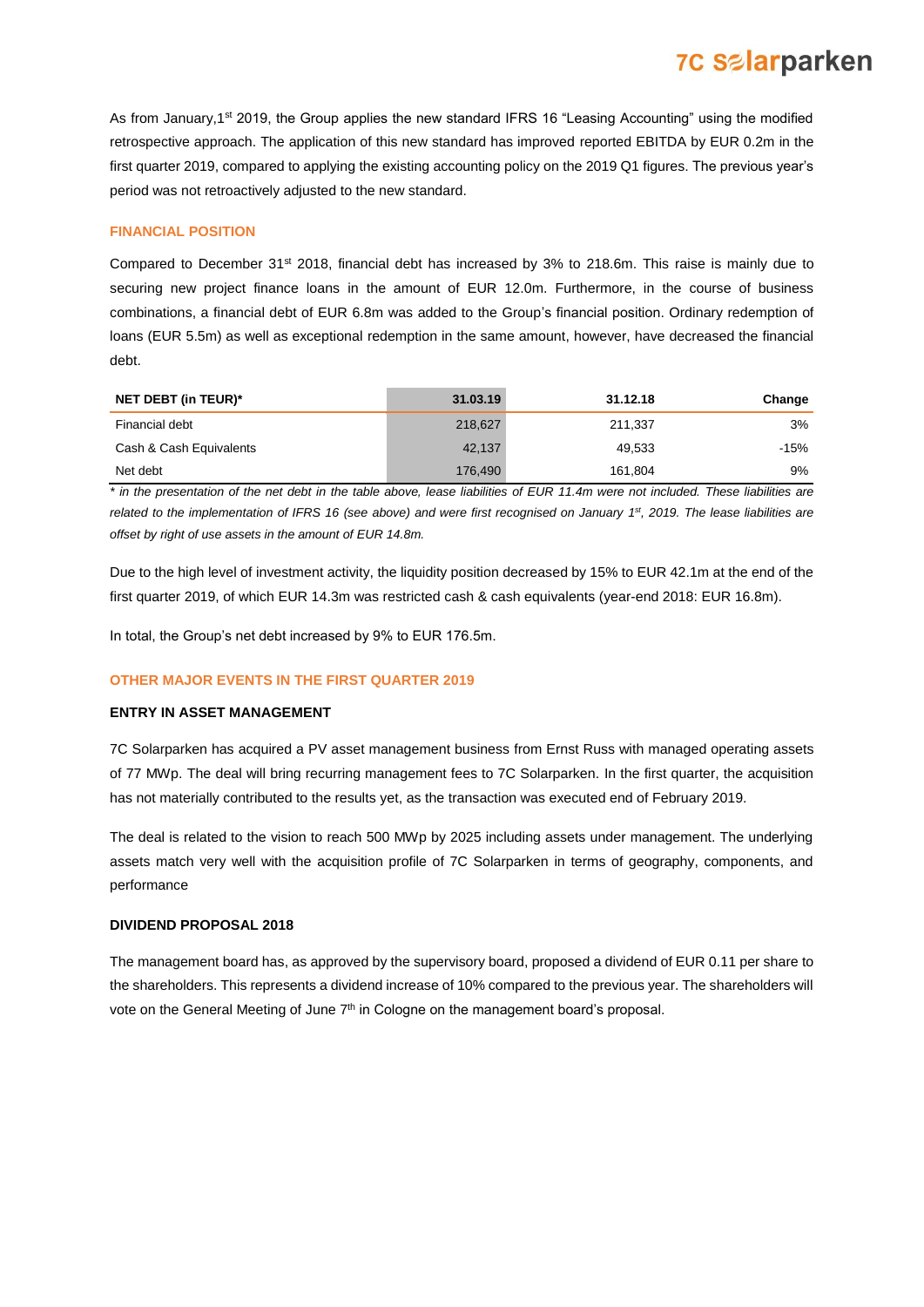As from January,1st 2019, the Group applies the new standard IFRS 16 "Leasing Accounting" using the modified retrospective approach. The application of this new standard has improved reported EBITDA by EUR 0.2m in the first quarter 2019, compared to applying the existing accounting policy on the 2019 Q1 figures. The previous year's period was not retroactively adjusted to the new standard.

## FINANCIAL POSITION

Compared to December 31st 2018, financial debt has increased by 3% to 218.6m. This raise is mainly due to securing new project finance loans in the amount of EUR 12.0m. Furthermore, in the course of business combinations, a financial debt of EUR 6.8m was added to the Group's financial position. Ordinary redemption of loans (EUR 5.5m) as well as exceptional redemption in the same amount, however, have decreased the financial debt.

| NET DEBT (in TEUR)* | 31.03.19 | 31.12.18 | Change |
|---|---|---|---|
| Financial debt | 218,627 | 211,337 | 3% |
| Cash & Cash Equivalents | 42,137 | 49,533 | -15% |
| Net debt | 176,490 | 161,804 | 9% |

*\* in the presentation of the net debt in the table above, lease liabilities of EUR 11.4m were not included. These liabilities are related to the implementation of IFRS 16 (see above) and were first recognised on January 1st, 2019. The lease liabilities are offset by right of use assets in the amount of EUR 14.8m.*

Due to the high level of investment activity, the liquidity position decreased by 15% to EUR 42.1m at the end of the first quarter 2019, of which EUR 14.3m was restricted cash & cash equivalents (year-end 2018: EUR 16.8m).

In total, the Group's net debt increased by 9% to EUR 176.5m.

## OTHER MAJOR EVENTS IN THE FIRST QUARTER 2019

### ENTRY IN ASSET MANAGEMENT

7C Solarparken has acquired a PV asset management business from Ernst Russ with managed operating assets of 77 MWp. The deal will bring recurring management fees to 7C Solarparken. In the first quarter, the acquisition has not materially contributed to the results yet, as the transaction was executed end of February 2019.

The deal is related to the vision to reach 500 MWp by 2025 including assets under management. The underlying assets match very well with the acquisition profile of 7C Solarparken in terms of geography, components, and performance

### DIVIDEND PROPOSAL 2018

The management board has, as approved by the supervisory board, proposed a dividend of EUR 0.11 per share to the shareholders. This represents a dividend increase of 10% compared to the previous year. The shareholders will vote on the General Meeting of June 7th in Cologne on the management board's proposal.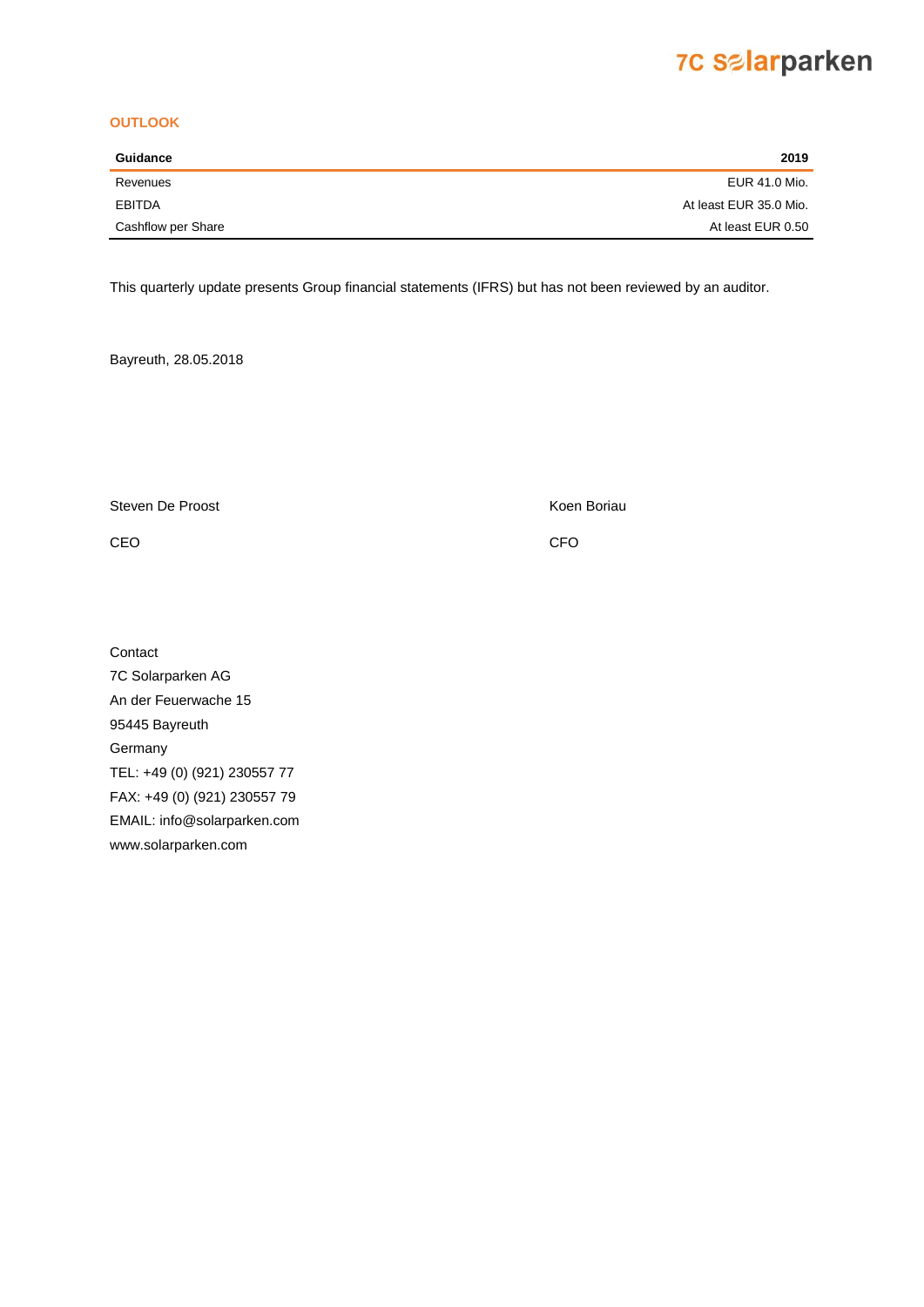## OUTLOOK

| Guidance | 2019 |
|---|---|
| Revenues | EUR 41.0 Mio. |
| EBITDA | At least EUR 35.0 Mio. |
| Cashflow per Share | At least EUR 0.50 |

This quarterly update presents Group financial statements (IFRS) but has not been reviewed by an auditor.

Bayreuth, 28.05.2018

Steven De Proost

CEO

Koen Boriau

CFO

Contact
7C Solarparken AG
An der Feuerwache 15
95445 Bayreuth
Germany
TEL: +49 (0) (921) 230557 77
FAX: +49 (0) (921) 230557 79
EMAIL: info@solarparken.com
www.solarparken.com